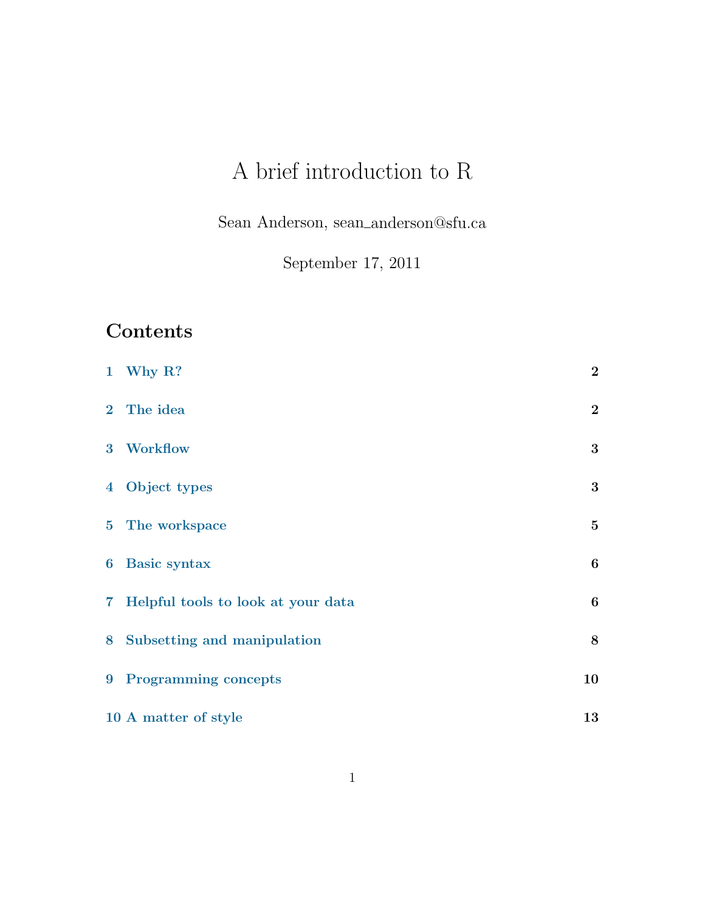# A brief introduction to R

Sean Anderson, sean_anderson@sfu.ca

September 17, 2011

## Contents

| | | |
|---|---|---|
| 1 | Why R? | 2 |
| 2 | The idea | 2 |
| 3 | Workflow | 3 |
| 4 | Object types | 3 |
| 5 | The workspace | 5 |
| 6 | Basic syntax | 6 |
| 7 | Helpful tools to look at your data | 6 |
| 8 | Subsetting and manipulation | 8 |
| 9 | Programming concepts | 10 |
| 10 | A matter of style | 13 |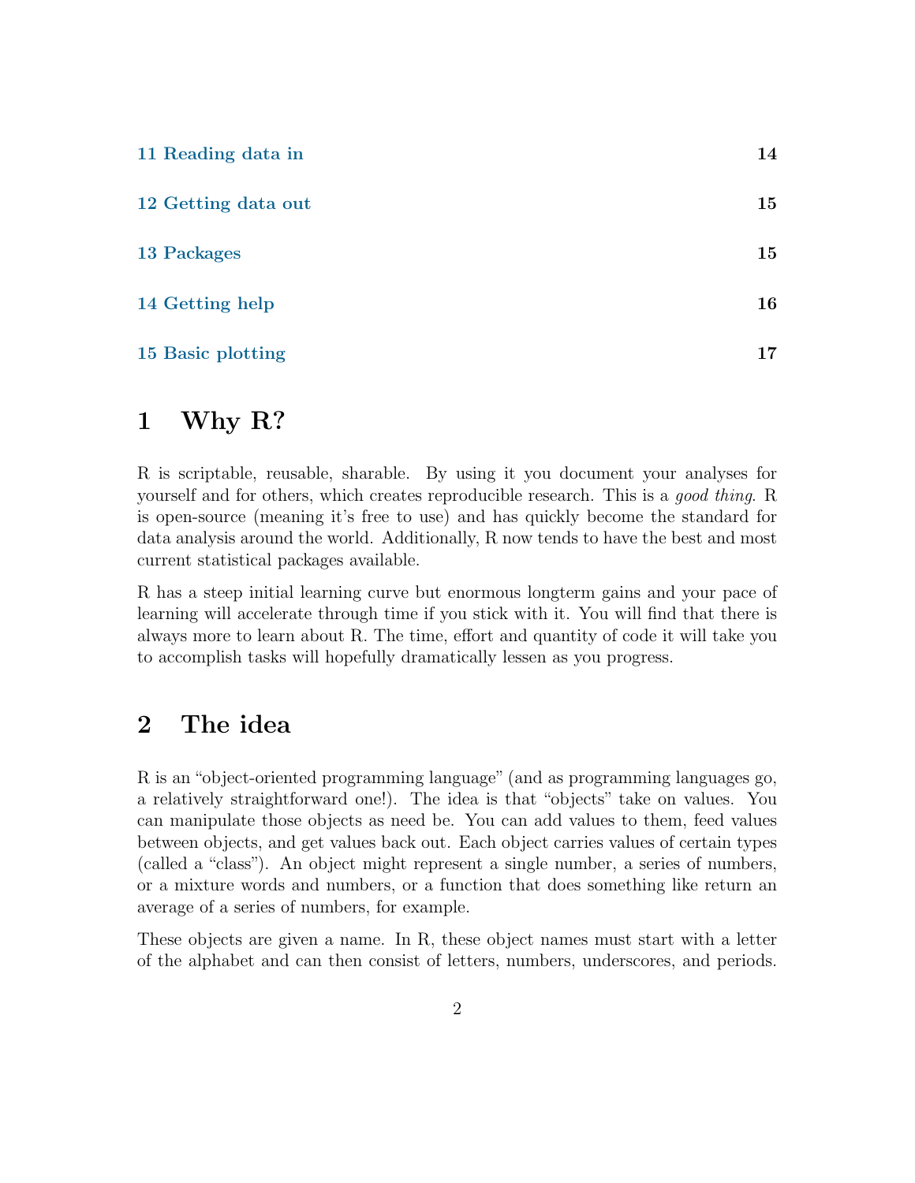| | |
|---|---|
| 11 Reading data in | 14 |
| 12 Getting data out | 15 |
| 13 Packages | 15 |
| 14 Getting help | 16 |
| 15 Basic plotting | 17 |

# 1 Why R?

R is scriptable, reusable, sharable. By using it you document your analyses for yourself and for others, which creates reproducible research. This is a *good thing*. R is open-source (meaning it's free to use) and has quickly become the standard for data analysis around the world. Additionally, R now tends to have the best and most current statistical packages available.

R has a steep initial learning curve but enormous longterm gains and your pace of learning will accelerate through time if you stick with it. You will find that there is always more to learn about R. The time, effort and quantity of code it will take you to accomplish tasks will hopefully dramatically lessen as you progress.

# 2 The idea

R is an "object-oriented programming language" (and as programming languages go, a relatively straightforward one!). The idea is that "objects" take on values. You can manipulate those objects as need be. You can add values to them, feed values between objects, and get values back out. Each object carries values of certain types (called a "class"). An object might represent a single number, a series of numbers, or a mixture words and numbers, or a function that does something like return an average of a series of numbers, for example.

These objects are given a name. In R, these object names must start with a letter of the alphabet and can then consist of letters, numbers, underscores, and periods.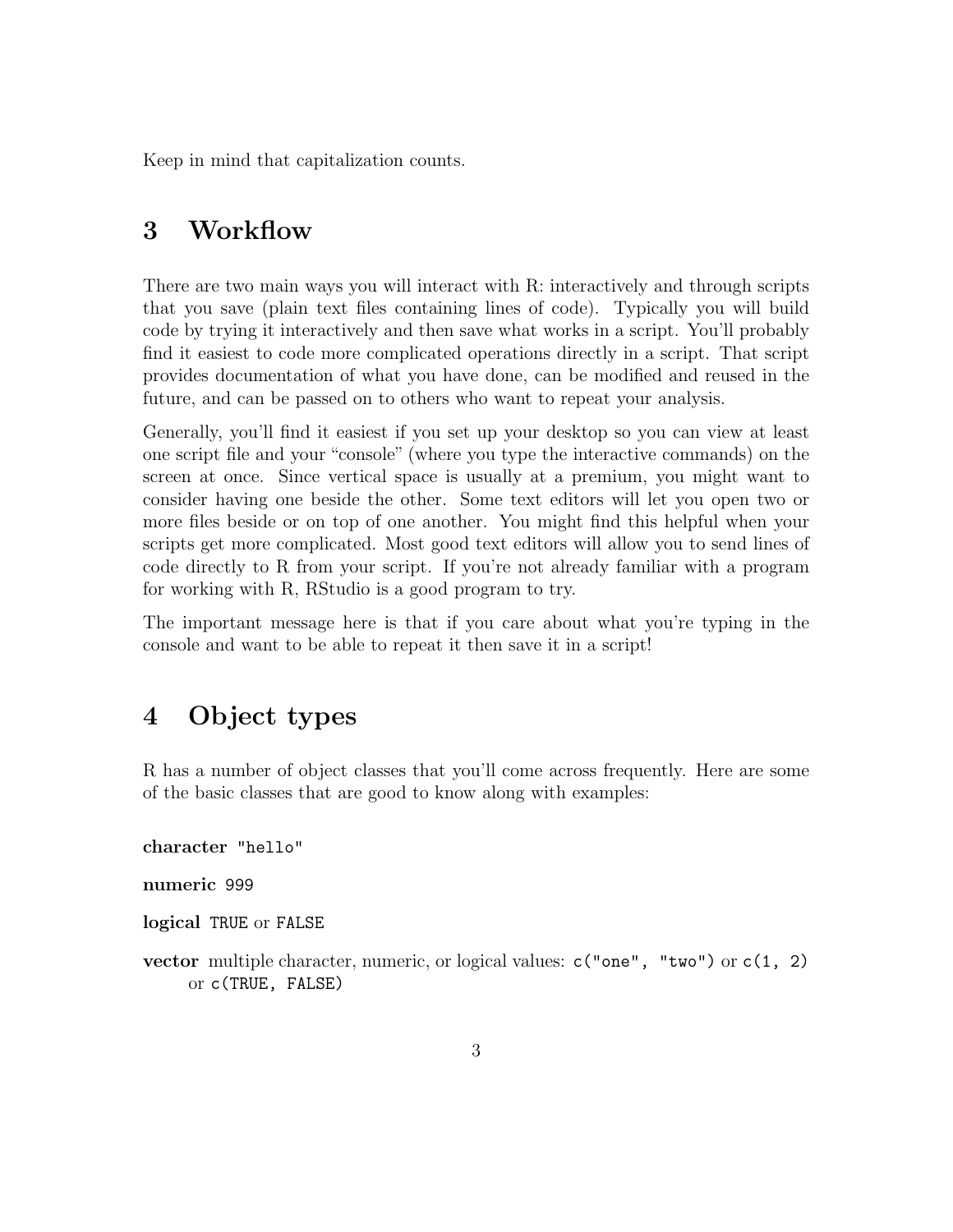Keep in mind that capitalization counts.

## 3 Workflow

There are two main ways you will interact with R: interactively and through scripts that you save (plain text files containing lines of code). Typically you will build code by trying it interactively and then save what works in a script. You'll probably find it easiest to code more complicated operations directly in a script. That script provides documentation of what you have done, can be modified and reused in the future, and can be passed on to others who want to repeat your analysis.

Generally, you'll find it easiest if you set up your desktop so you can view at least one script file and your "console" (where you type the interactive commands) on the screen at once. Since vertical space is usually at a premium, you might want to consider having one beside the other. Some text editors will let you open two or more files beside or on top of one another. You might find this helpful when your scripts get more complicated. Most good text editors will allow you to send lines of code directly to R from your script. If you're not already familiar with a program for working with R, RStudio is a good program to try.

The important message here is that if you care about what you're typing in the console and want to be able to repeat it then save it in a script!

## 4 Object types

R has a number of object classes that you'll come across frequently. Here are some of the basic classes that are good to know along with examples:

**character** `"hello"`

**numeric** `999`

**logical** `TRUE` or `FALSE`

**vector** multiple character, numeric, or logical values: `c("one", "two")` or `c(1, 2)` or `c(TRUE, FALSE)`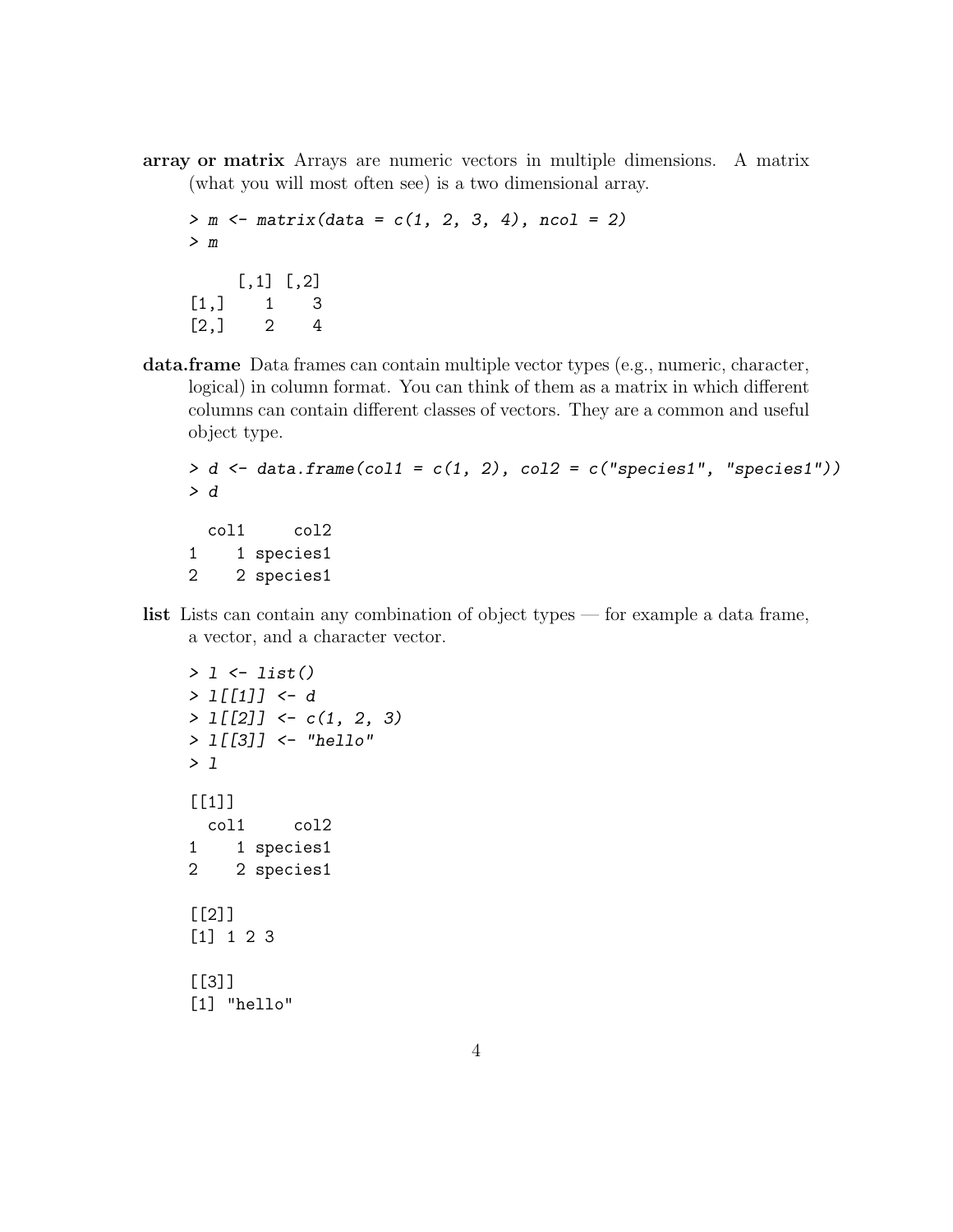**array or matrix** Arrays are numeric vectors in multiple dimensions. A matrix (what you will most often see) is a two dimensional array.

```
> m <- matrix(data = c(1, 2, 3, 4), ncol = 2)
> m

     [,1] [,2]
[1,]    1    3
[2,]    2    4
```

**data.frame** Data frames can contain multiple vector types (e.g., numeric, character, logical) in column format. You can think of them as a matrix in which different columns can contain different classes of vectors. They are a common and useful object type.

```
> d <- data.frame(col1 = c(1, 2), col2 = c("species1", "species1"))
> d

  col1     col2
1    1 species1
2    2 species1
```

**list** Lists can contain any combination of object types — for example a data frame, a vector, and a character vector.

```
> l <- list()
> l[[1]] <- d
> l[[2]] <- c(1, 2, 3)
> l[[3]] <- "hello"
> l

[[1]]
  col1     col2
1    1 species1
2    2 species1

[[2]]
[1] 1 2 3

[[3]]
[1] "hello"
```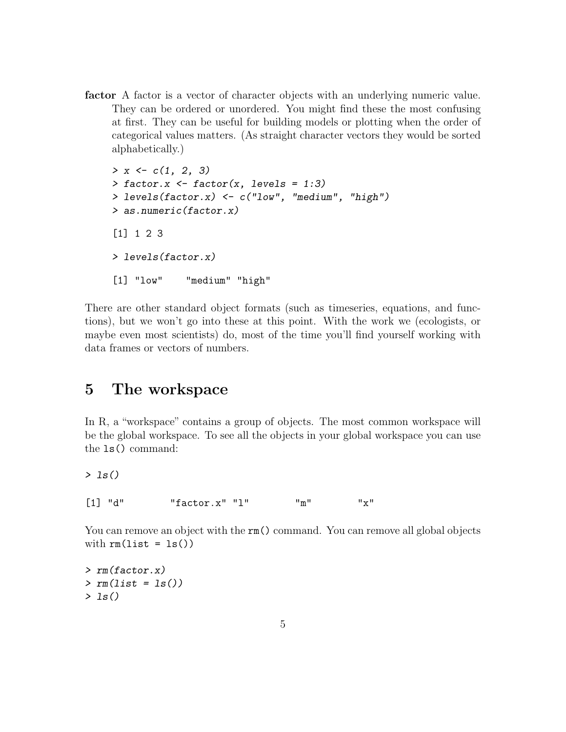**factor** A factor is a vector of character objects with an underlying numeric value. They can be ordered or unordered. You might find these the most confusing at first. They can be useful for building models or plotting when the order of categorical values matters. (As straight character vectors they would be sorted alphabetically.)

```
> x <- c(1, 2, 3)
> factor.x <- factor(x, levels = 1:3)
> levels(factor.x) <- c("low", "medium", "high")
> as.numeric(factor.x)

[1] 1 2 3

> levels(factor.x)

[1] "low"    "medium" "high"
```

There are other standard object formats (such as timeseries, equations, and functions), but we won't go into these at this point. With the work we (ecologists, or maybe even most scientists) do, most of the time you'll find yourself working with data frames or vectors of numbers.

# 5 The workspace

In R, a "workspace" contains a group of objects. The most common workspace will be the global workspace. To see all the objects in your global workspace you can use the `ls()` command:

```
> ls()

[1] "d"        "factor.x" "l"        "m"        "x"
```

You can remove an object with the `rm()` command. You can remove all global objects with `rm(list = ls())`

```
> rm(factor.x)
> rm(list = ls())
> ls()
```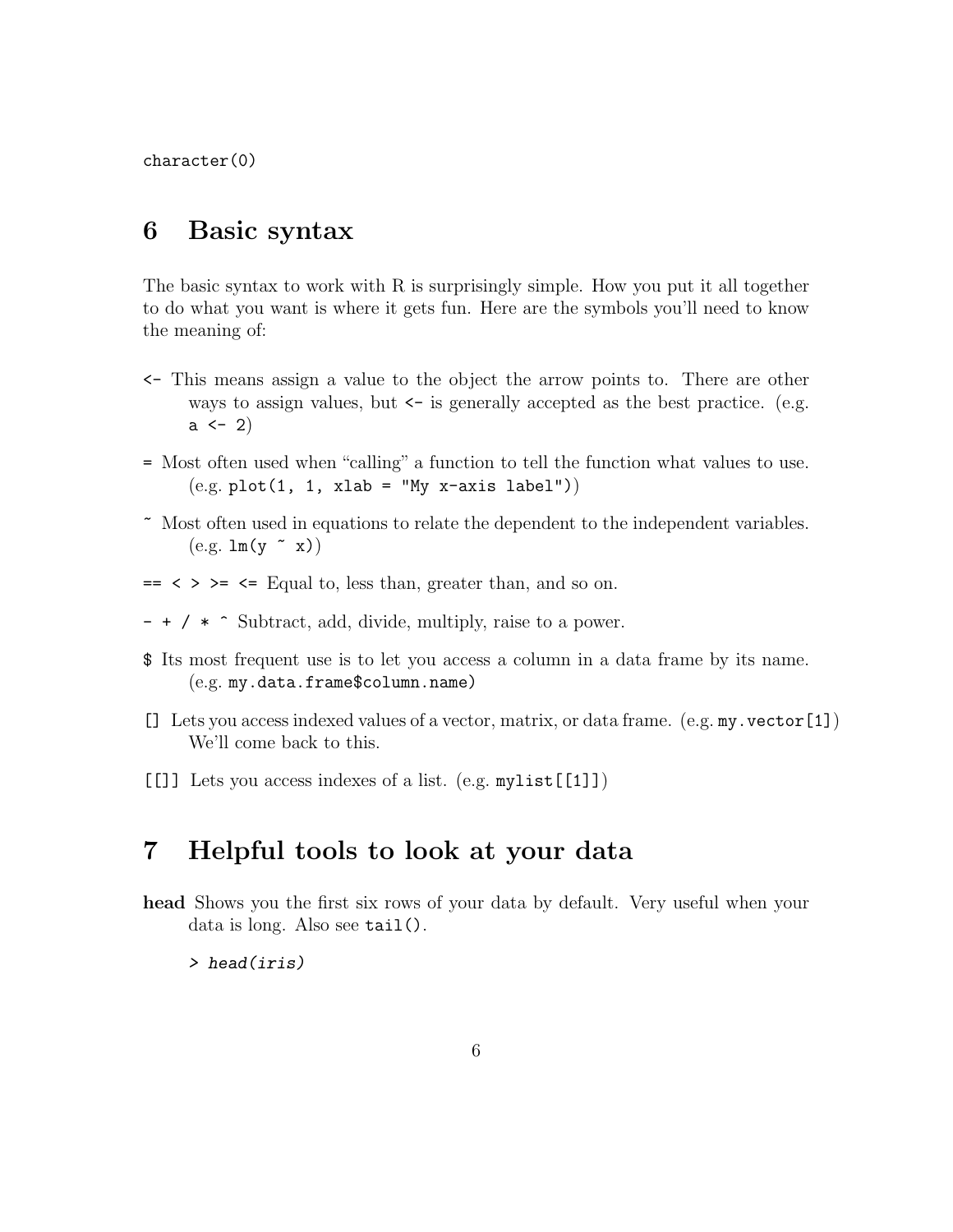```
character(0)
```

# 6 Basic syntax

The basic syntax to work with R is surprisingly simple. How you put it all together to do what you want is where it gets fun. Here are the symbols you'll need to know the meaning of:

`<-` This means assign a value to the object the arrow points to. There are other ways to assign values, but `<-` is generally accepted as the best practice. (e.g. `a <- 2`)

`=` Most often used when "calling" a function to tell the function what values to use. (e.g. `plot(1, 1, xlab = "My x-axis label")`)

`~` Most often used in equations to relate the dependent to the independent variables. (e.g. `lm(y ~ x)`)

`== < > >= <=` Equal to, less than, greater than, and so on.

`- + / * ^` Subtract, add, divide, multiply, raise to a power.

`$` Its most frequent use is to let you access a column in a data frame by its name. (e.g. `my.data.frame$column.name`)

`[]` Lets you access indexed values of a vector, matrix, or data frame. (e.g. `my.vector[1]`) We'll come back to this.

`[[]]` Lets you access indexes of a list. (e.g. `mylist[[1]]`)

# 7 Helpful tools to look at your data

**head** Shows you the first six rows of your data by default. Very useful when your data is long. Also see `tail()`.

```
> head(iris)
```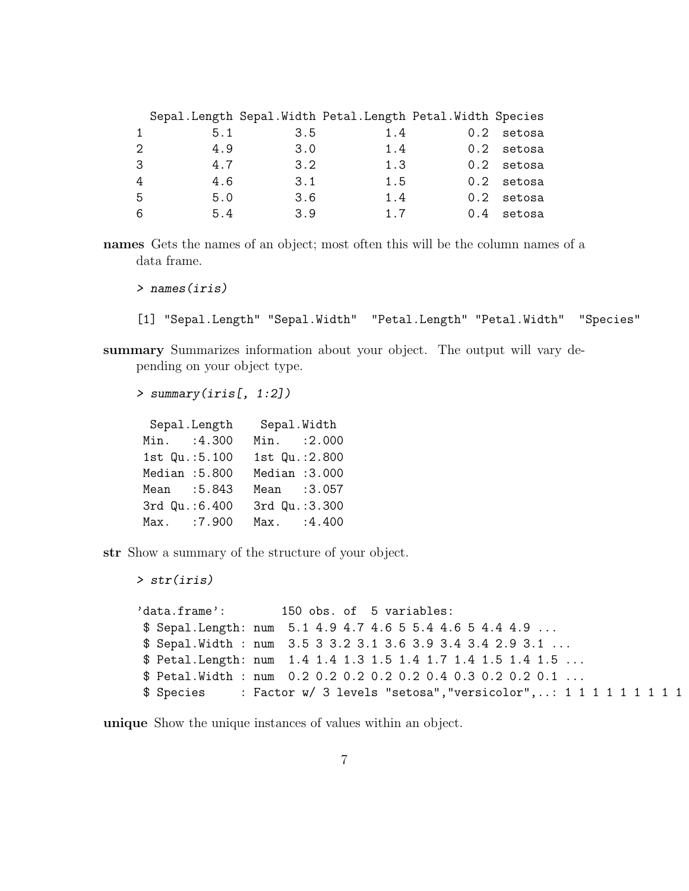```
  Sepal.Length Sepal.Width Petal.Length Petal.Width Species
1          5.1         3.5          1.4         0.2  setosa
2          4.9         3.0          1.4         0.2  setosa
3          4.7         3.2          1.3         0.2  setosa
4          4.6         3.1          1.5         0.2  setosa
5          5.0         3.6          1.4         0.2  setosa
6          5.4         3.9          1.7         0.4  setosa
```

**names** Gets the names of an object; most often this will be the column names of a data frame.

```
> names(iris)

[1] "Sepal.Length" "Sepal.Width"  "Petal.Length" "Petal.Width"  "Species"
```

**summary** Summarizes information about your object. The output will vary depending on your object type.

```
> summary(iris[, 1:2])

  Sepal.Length    Sepal.Width   
 Min.   :4.300   Min.   :2.000  
 1st Qu.:5.100   1st Qu.:2.800  
 Median :5.800   Median :3.000  
 Mean   :5.843   Mean   :3.057  
 3rd Qu.:6.400   3rd Qu.:3.300  
 Max.   :7.900   Max.   :4.400  
```

**str** Show a summary of the structure of your object.

```
> str(iris)

'data.frame':       150 obs. of  5 variables:
 $ Sepal.Length: num  5.1 4.9 4.7 4.6 5 5.4 4.6 5 4.4 4.9 ...
 $ Sepal.Width : num  3.5 3 3.2 3.1 3.6 3.9 3.4 3.4 2.9 3.1 ...
 $ Petal.Length: num  1.4 1.4 1.3 1.5 1.4 1.7 1.4 1.5 1.4 1.5 ...
 $ Petal.Width : num  0.2 0.2 0.2 0.2 0.2 0.4 0.3 0.2 0.2 0.1 ...
 $ Species     : Factor w/ 3 levels "setosa","versicolor",..: 1 1 1 1 1 1 1 1 1
```

**unique** Show the unique instances of values within an object.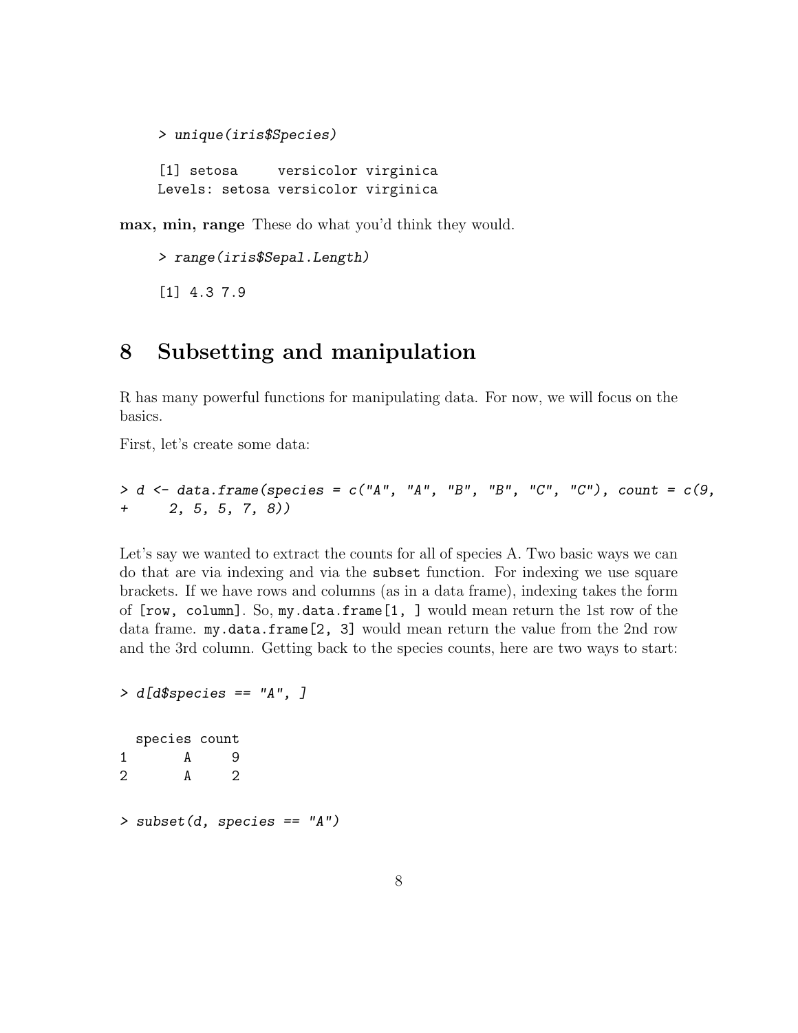```
> unique(iris$Species)

[1] setosa     versicolor virginica
Levels: setosa versicolor virginica
```

**max, min, range** These do what you'd think they would.

```
> range(iris$Sepal.Length)

[1] 4.3 7.9
```

# 8 Subsetting and manipulation

R has many powerful functions for manipulating data. For now, we will focus on the basics.

First, let's create some data:

```
> d <- data.frame(species = c("A", "A", "B", "B", "C", "C"), count = c(9,
+     2, 5, 5, 7, 8))
```

Let's say we wanted to extract the counts for all of species A. Two basic ways we can do that are via indexing and via the `subset` function. For indexing we use square brackets. If we have rows and columns (as in a data frame), indexing takes the form of `[row, column]`. So, `my.data.frame[1, ]` would mean return the 1st row of the data frame. `my.data.frame[2, 3]` would mean return the value from the 2nd row and the 3rd column. Getting back to the species counts, here are two ways to start:

```
> d[d$species == "A", ]

  species count
1       A     9
2       A     2
```

```
> subset(d, species == "A")
```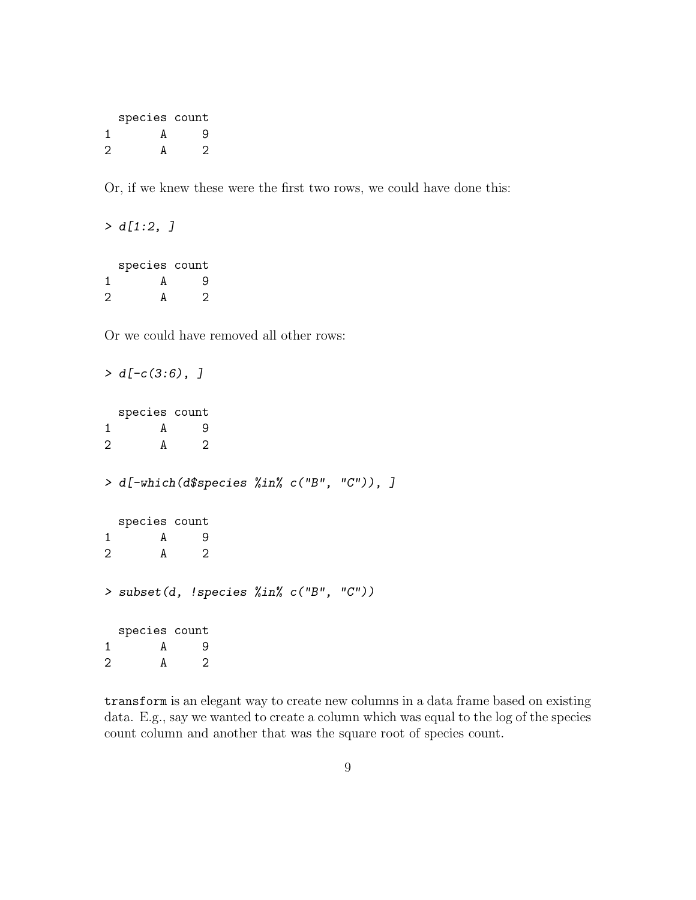```
  species count
1       A     9
2       A     2
```

Or, if we knew these were the first two rows, we could have done this:

```
> d[1:2, ]

  species count
1       A     9
2       A     2
```

Or we could have removed all other rows:

```
> d[-c(3:6), ]

  species count
1       A     9
2       A     2

> d[-which(d$species %in% c("B", "C")), ]

  species count
1       A     9
2       A     2

> subset(d, !species %in% c("B", "C"))

  species count
1       A     9
2       A     2
```

`transform` is an elegant way to create new columns in a data frame based on existing data. E.g., say we wanted to create a column which was equal to the log of the species count column and another that was the square root of species count.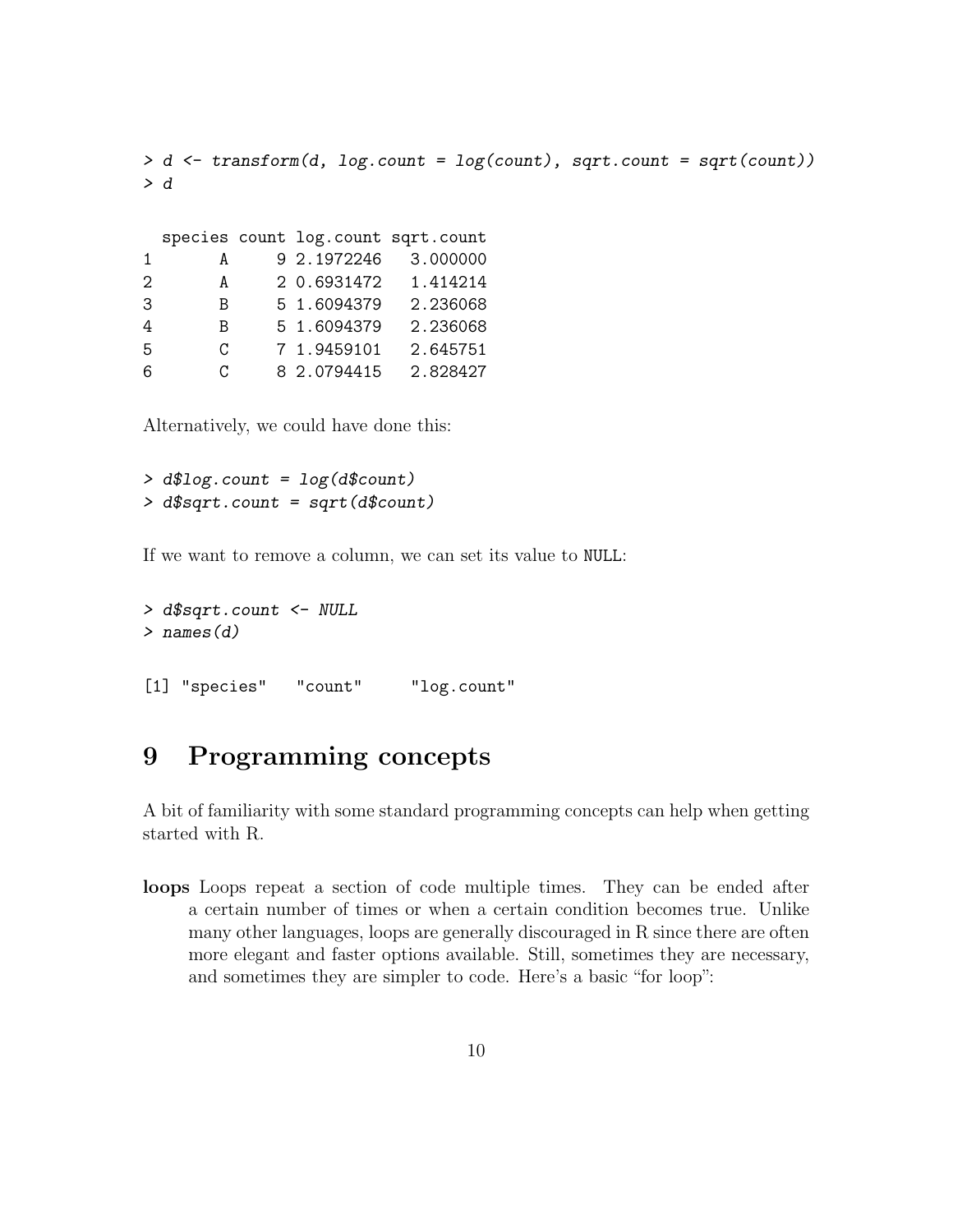```
> d <- transform(d, log.count = log(count), sqrt.count = sqrt(count))
> d

  species count log.count sqrt.count
1       A     9 2.1972246   3.000000
2       A     2 0.6931472   1.414214
3       B     5 1.6094379   2.236068
4       B     5 1.6094379   2.236068
5       C     7 1.9459101   2.645751
6       C     8 2.0794415   2.828427
```

Alternatively, we could have done this:

```
> d$log.count = log(d$count)
> d$sqrt.count = sqrt(d$count)
```

If we want to remove a column, we can set its value to `NULL`:

```
> d$sqrt.count <- NULL
> names(d)

[1] "species"   "count"     "log.count"
```

# 9 Programming concepts

A bit of familiarity with some standard programming concepts can help when getting started with R.

**loops** Loops repeat a section of code multiple times. They can be ended after a certain number of times or when a certain condition becomes true. Unlike many other languages, loops are generally discouraged in R since there are often more elegant and faster options available. Still, sometimes they are necessary, and sometimes they are simpler to code. Here's a basic "for loop":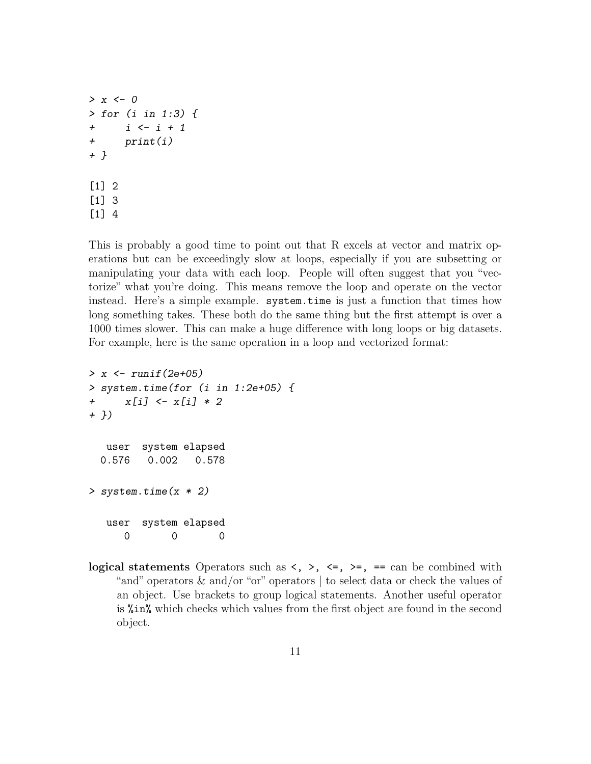```
> x <- 0
> for (i in 1:3) {
+     i <- i + 1
+     print(i)
+ }

[1] 2
[1] 3
[1] 4
```

This is probably a good time to point out that R excels at vector and matrix operations but can be exceedingly slow at loops, especially if you are subsetting or manipulating your data with each loop. People will often suggest that you "vectorize" what you're doing. This means remove the loop and operate on the vector instead. Here's a simple example. `system.time` is just a function that times how long something takes. These both do the same thing but the first attempt is over a 1000 times slower. This can make a huge difference with long loops or big datasets. For example, here is the same operation in a loop and vectorized format:

```
> x <- runif(2e+05)
> system.time(for (i in 1:2e+05) {
+     x[i] <- x[i] * 2
+ })

   user  system elapsed
  0.576   0.002   0.578

> system.time(x * 2)

   user  system elapsed
      0       0       0
```

**logical statements** Operators such as `<, >, <=, >=, ==` can be combined with "and" operators & and/or "or" operators | to select data or check the values of an object. Use brackets to group logical statements. Another useful operator is `%in%` which checks which values from the first object are found in the second object.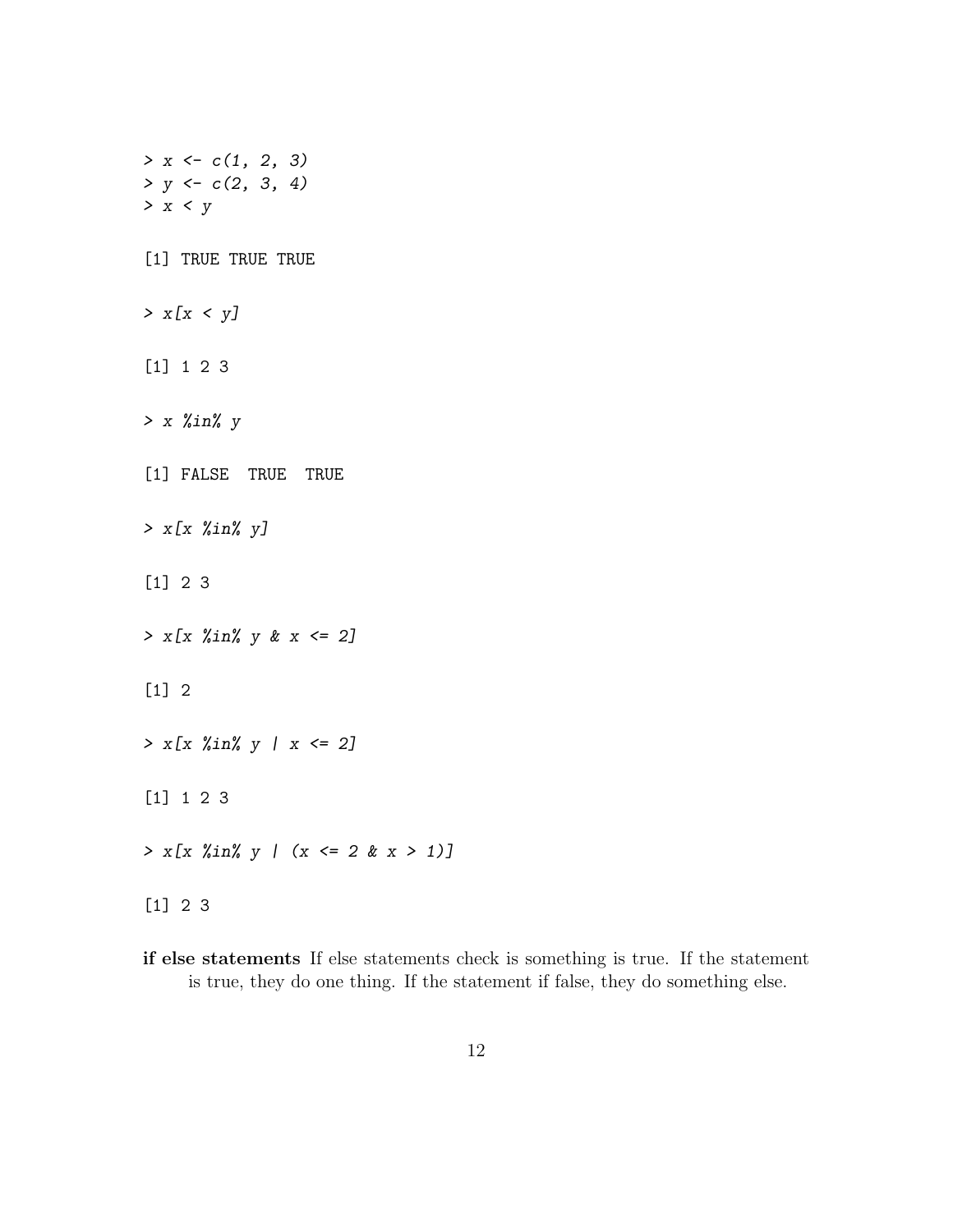```
> x <- c(1, 2, 3)
> y <- c(2, 3, 4)
> x < y

[1] TRUE TRUE TRUE

> x[x < y]

[1] 1 2 3

> x %in% y

[1] FALSE  TRUE  TRUE

> x[x %in% y]

[1] 2 3

> x[x %in% y & x <= 2]

[1] 2

> x[x %in% y | x <= 2]

[1] 1 2 3

> x[x %in% y | (x <= 2 & x > 1)]

[1] 2 3
```

**if else statements** If else statements check is something is true. If the statement is true, they do one thing. If the statement if false, they do something else.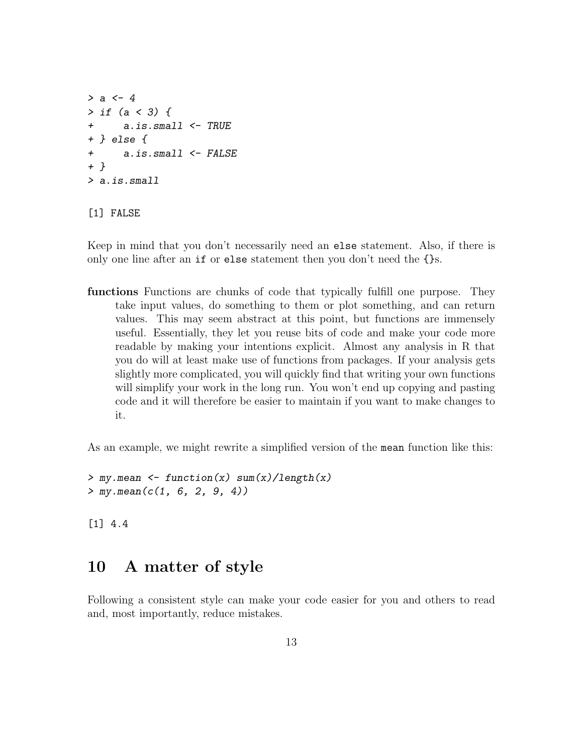```
> a <- 4
> if (a < 3) {
+     a.is.small <- TRUE
+ } else {
+     a.is.small <- FALSE
+ }
> a.is.small
```

```
[1] FALSE
```

Keep in mind that you don't necessarily need an `else` statement. Also, if there is only one line after an `if` or `else` statement then you don't need the `{}`s.

**functions** Functions are chunks of code that typically fulfill one purpose. They take input values, do something to them or plot something, and can return values. This may seem abstract at this point, but functions are immensely useful. Essentially, they let you reuse bits of code and make your code more readable by making your intentions explicit. Almost any analysis in R that you do will at least make use of functions from packages. If your analysis gets slightly more complicated, you will quickly find that writing your own functions will simplify your work in the long run. You won't end up copying and pasting code and it will therefore be easier to maintain if you want to make changes to it.

As an example, we might rewrite a simplified version of the `mean` function like this:

```
> my.mean <- function(x) sum(x)/length(x)
> my.mean(c(1, 6, 2, 9, 4))
```

```
[1] 4.4
```

# 10 A matter of style

Following a consistent style can make your code easier for you and others to read and, most importantly, reduce mistakes.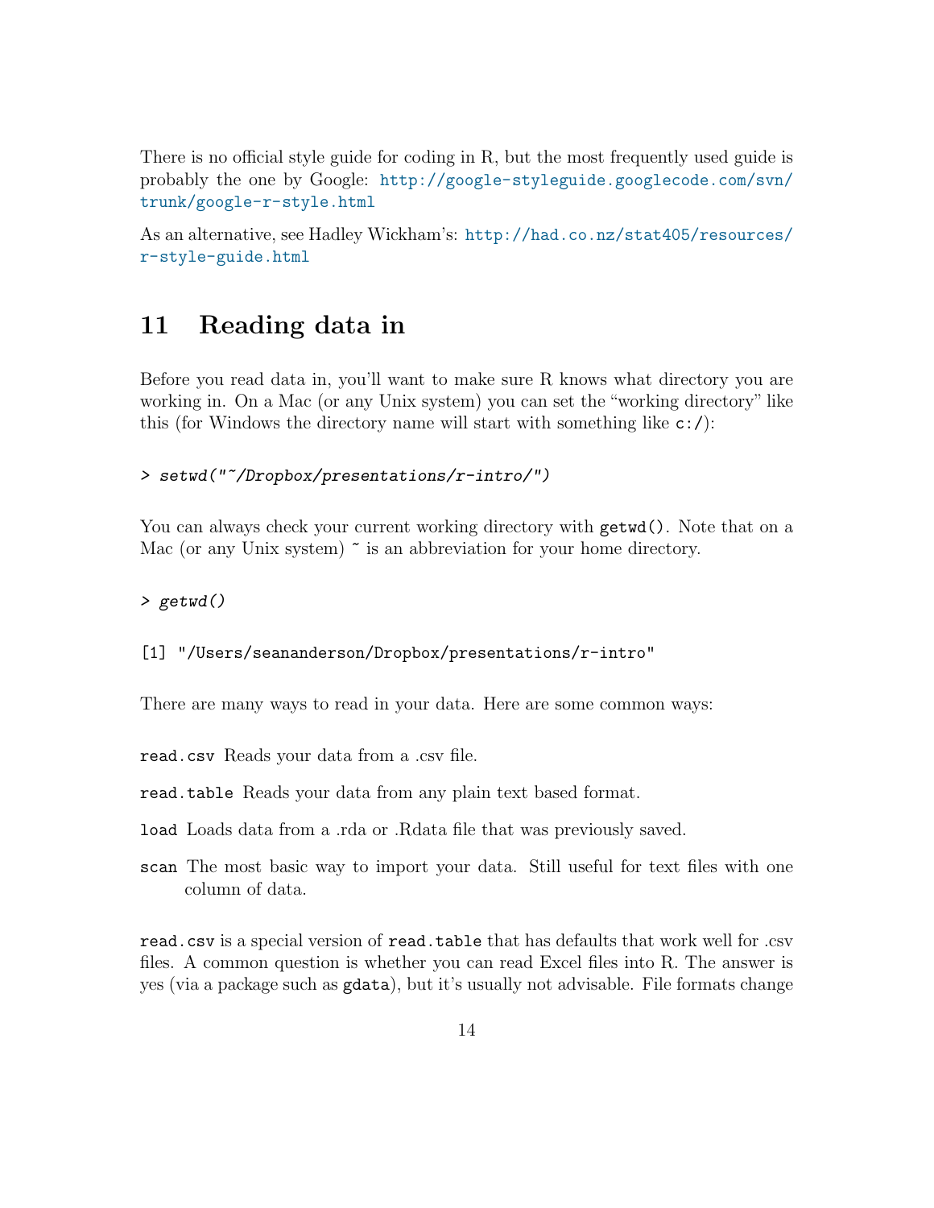There is no official style guide for coding in R, but the most frequently used guide is probably the one by Google: http://google-styleguide.googlecode.com/svn/trunk/google-r-style.html

As an alternative, see Hadley Wickham's: http://had.co.nz/stat405/resources/r-style-guide.html

## 11 Reading data in

Before you read data in, you'll want to make sure R knows what directory you are working in. On a Mac (or any Unix system) you can set the "working directory" like this (for Windows the directory name will start with something like `c:/`):

```
> setwd("~/Dropbox/presentations/r-intro/")
```

You can always check your current working directory with `getwd()`. Note that on a Mac (or any Unix system) ~ is an abbreviation for your home directory.

```
> getwd()
```

```
[1] "/Users/seananderson/Dropbox/presentations/r-intro"
```

There are many ways to read in your data. Here are some common ways:

`read.csv` Reads your data from a .csv file.

`read.table` Reads your data from any plain text based format.

`load` Loads data from a .rda or .Rdata file that was previously saved.

`scan` The most basic way to import your data. Still useful for text files with one column of data.

`read.csv` is a special version of `read.table` that has defaults that work well for .csv files. A common question is whether you can read Excel files into R. The answer is yes (via a package such as `gdata`), but it's usually not advisable. File formats change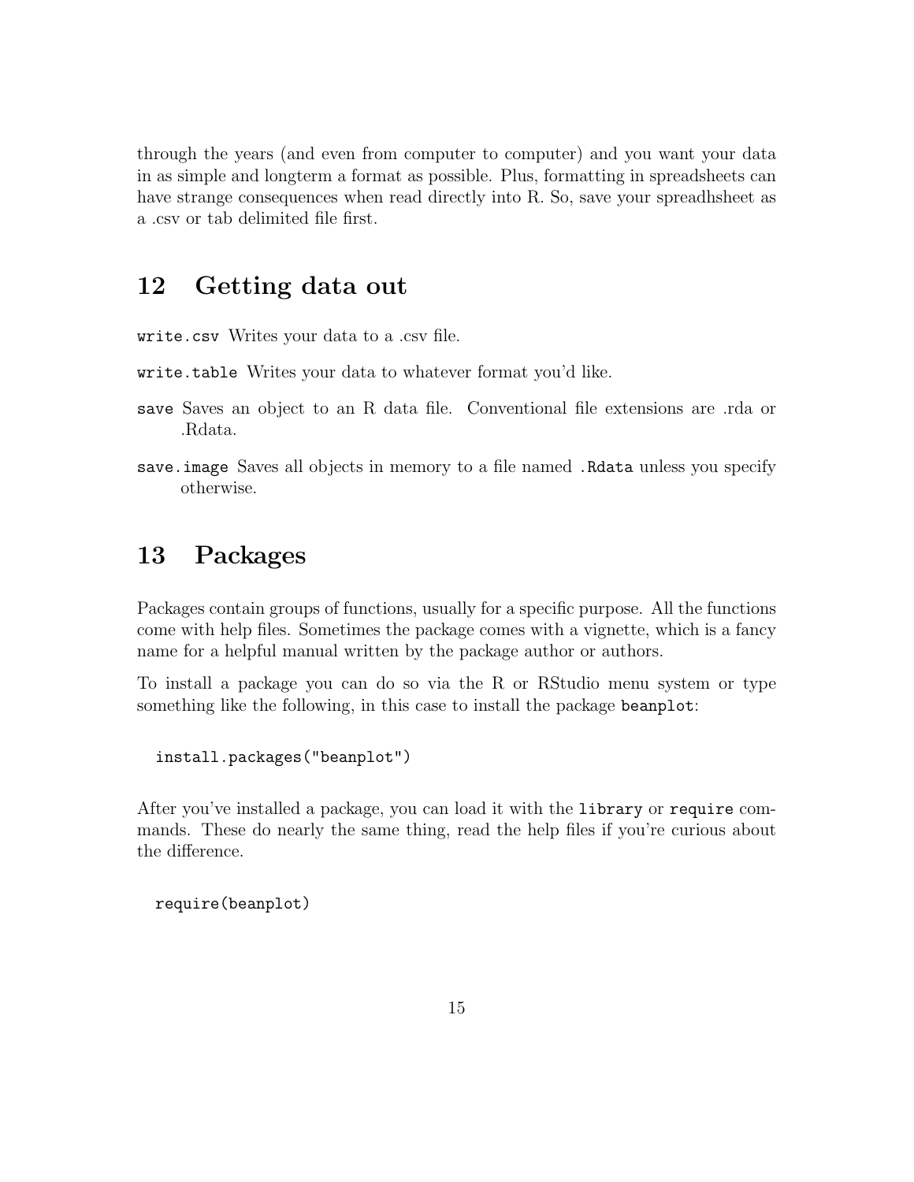through the years (and even from computer to computer) and you want your data in as simple and longterm a format as possible. Plus, formatting in spreadsheets can have strange consequences when read directly into R. So, save your spreadhsheet as a .csv or tab delimited file first.

## 12 Getting data out

`write.csv` Writes your data to a .csv file.

`write.table` Writes your data to whatever format you'd like.

`save` Saves an object to an R data file. Conventional file extensions are .rda or .Rdata.

`save.image` Saves all objects in memory to a file named `.Rdata` unless you specify otherwise.

## 13 Packages

Packages contain groups of functions, usually for a specific purpose. All the functions come with help files. Sometimes the package comes with a vignette, which is a fancy name for a helpful manual written by the package author or authors.

To install a package you can do so via the R or RStudio menu system or type something like the following, in this case to install the package `beanplot`:

```
install.packages("beanplot")
```

After you've installed a package, you can load it with the `library` or `require` commands. These do nearly the same thing, read the help files if you're curious about the difference.

```
require(beanplot)
```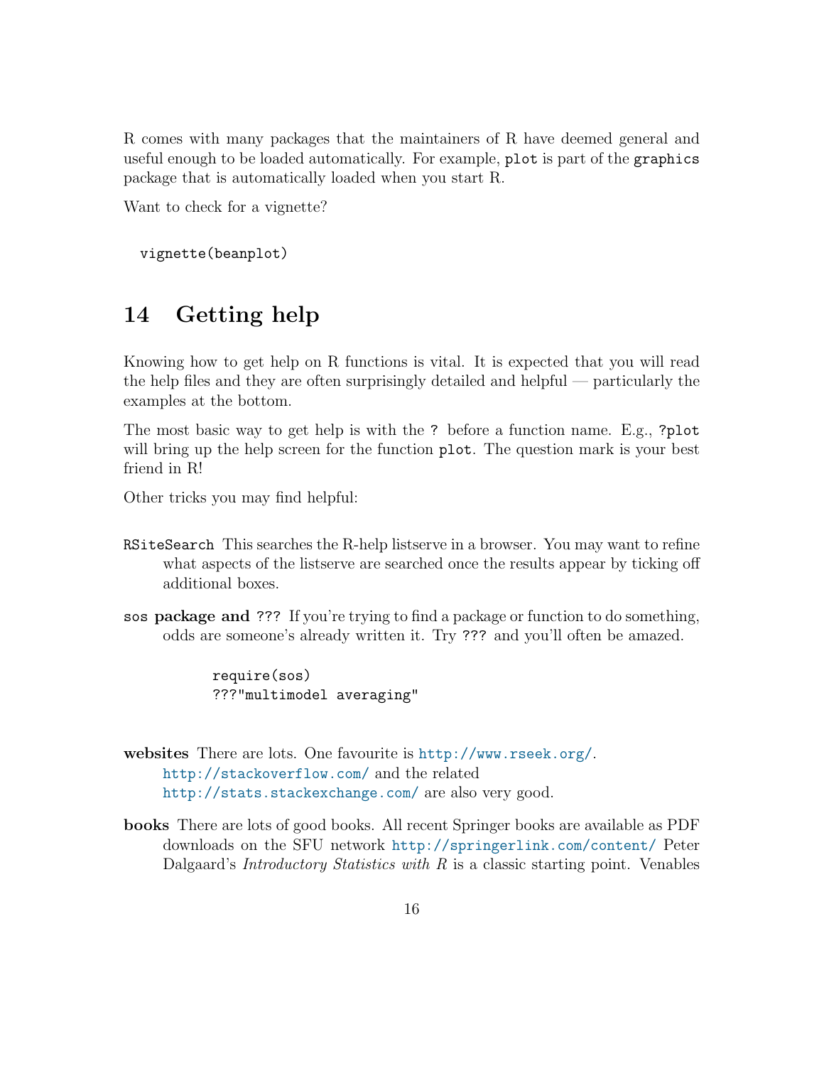R comes with many packages that the maintainers of R have deemed general and useful enough to be loaded automatically. For example, `plot` is part of the `graphics` package that is automatically loaded when you start R.

Want to check for a vignette?

```
vignette(beanplot)
```

## 14 Getting help

Knowing how to get help on R functions is vital. It is expected that you will read the help files and they are often surprisingly detailed and helpful — particularly the examples at the bottom.

The most basic way to get help is with the `?` before a function name. E.g., `?plot` will bring up the help screen for the function `plot`. The question mark is your best friend in R!

Other tricks you may find helpful:

`RSiteSearch` This searches the R-help listserve in a browser. You may want to refine what aspects of the listserve are searched once the results appear by ticking off additional boxes.

`sos` **package and** `???` If you're trying to find a package or function to do something, odds are someone's already written it. Try `???` and you'll often be amazed.

```
require(sos)
???"multimodel averaging"
```

**websites** There are lots. One favourite is http://www.rseek.org/. http://stackoverflow.com/ and the related http://stats.stackexchange.com/ are also very good.

**books** There are lots of good books. All recent Springer books are available as PDF downloads on the SFU network http://springerlink.com/content/ Peter Dalgaard's *Introductory Statistics with R* is a classic starting point. Venables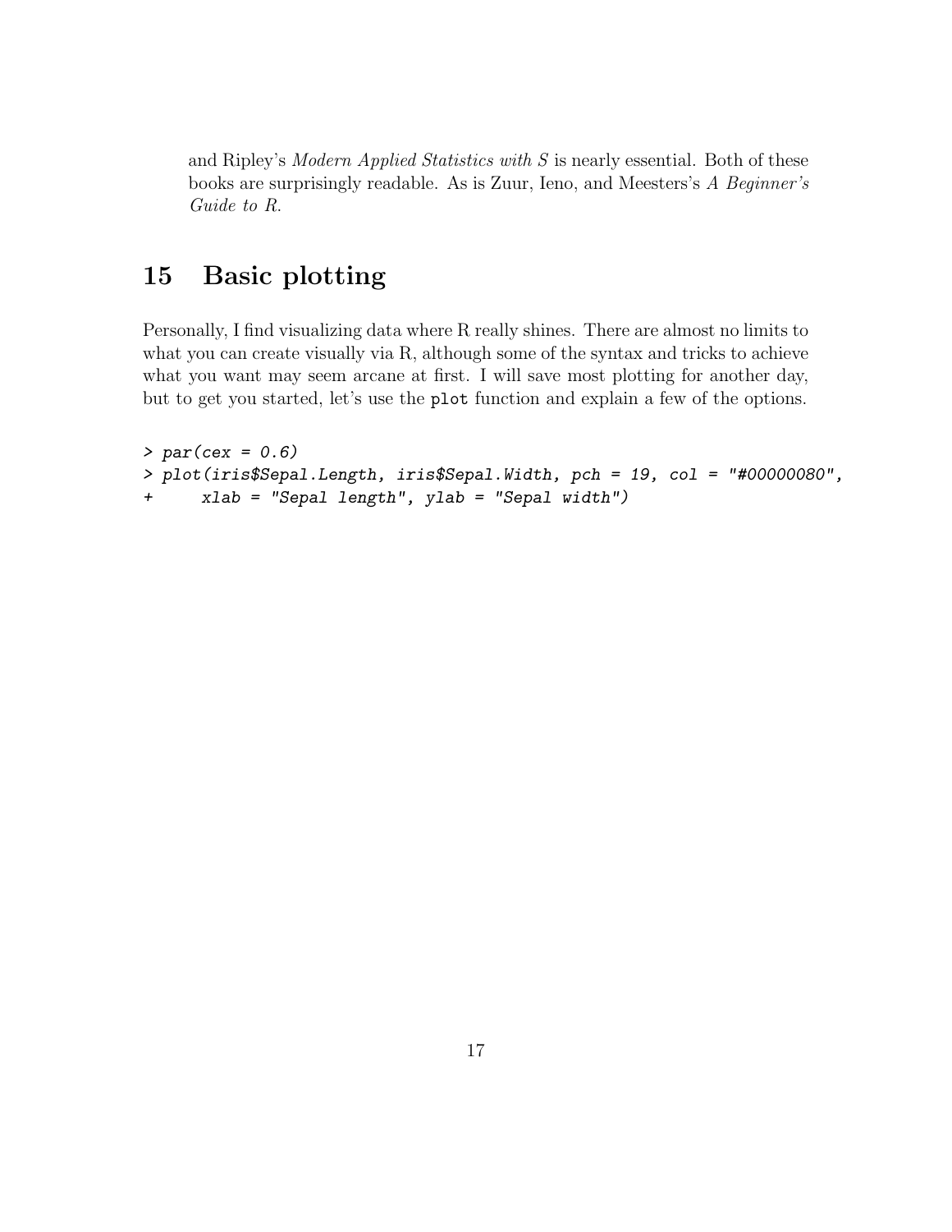and Ripley's *Modern Applied Statistics with S* is nearly essential. Both of these books are surprisingly readable. As is Zuur, Ieno, and Meesters's *A Beginner's Guide to R*.

# 15 Basic plotting

Personally, I find visualizing data where R really shines. There are almost no limits to what you can create visually via R, although some of the syntax and tricks to achieve what you want may seem arcane at first. I will save most plotting for another day, but to get you started, let's use the `plot` function and explain a few of the options.

```
> par(cex = 0.6)
> plot(iris$Sepal.Length, iris$Sepal.Width, pch = 19, col = "#00000080",
+     xlab = "Sepal length", ylab = "Sepal width")
```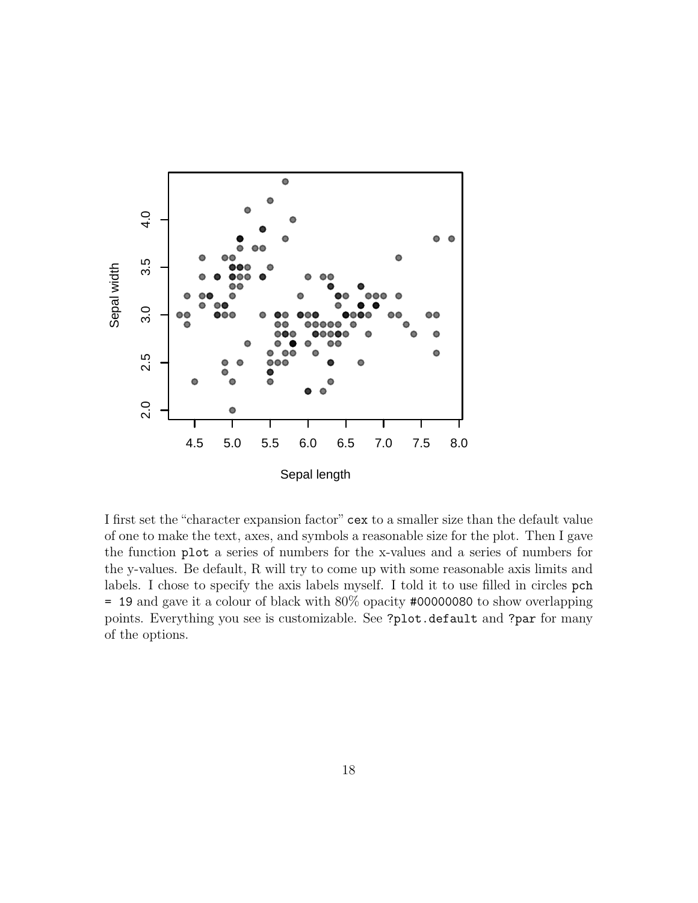Sepal width

4.0
3.5
3.0
2.5
2.0

4.5 5.0 5.5 6.0 6.5 7.0 7.5 8.0

Sepal length

I first set the "character expansion factor" `cex` to a smaller size than the default value of one to make the text, axes, and symbols a reasonable size for the plot. Then I gave the function `plot` a series of numbers for the x-values and a series of numbers for the y-values. Be default, R will try to come up with some reasonable axis limits and labels. I chose to specify the axis labels myself. I told it to use filled in circles `pch = 19` and gave it a colour of black with 80% opacity `#00000080` to show overlapping points. Everything you see is customizable. See `?plot.default` and `?par` for many of the options.